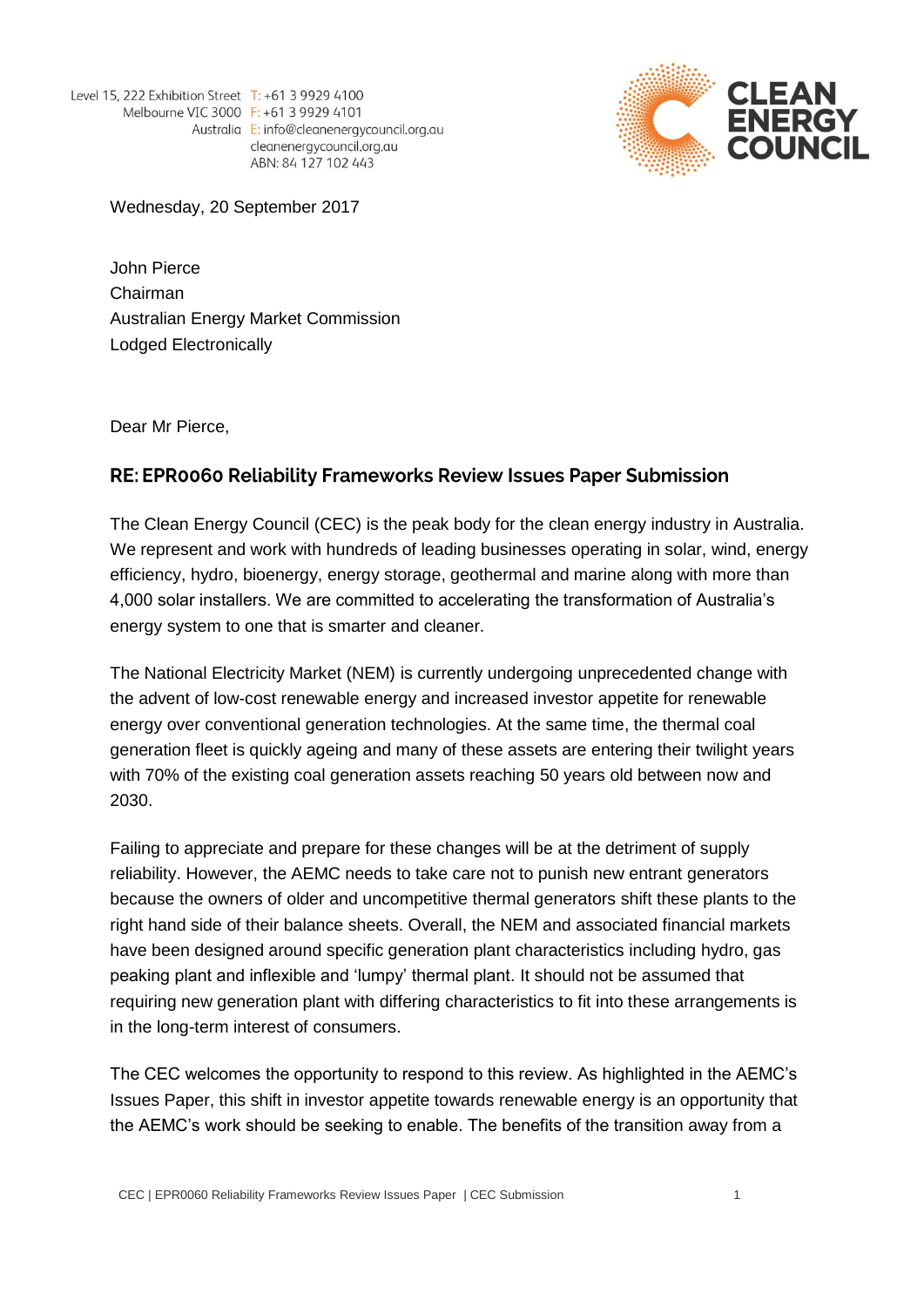Level 15, 222 Exhibition Street
Melbourne VIC 3000
Australia

T: +61 3 9929 4100
F: +61 3 9929 4101
E: info@cleanenergycouncil.org.au
cleanenergycouncil.org.au
ABN: 84 127 102 443

Wednesday, 20 September 2017

John Pierce
Chairman
Australian Energy Market Commission
Lodged Electronically

Dear Mr Pierce,

## RE: EPR0060 Reliability Frameworks Review Issues Paper Submission

The Clean Energy Council (CEC) is the peak body for the clean energy industry in Australia. We represent and work with hundreds of leading businesses operating in solar, wind, energy efficiency, hydro, bioenergy, energy storage, geothermal and marine along with more than 4,000 solar installers. We are committed to accelerating the transformation of Australia's energy system to one that is smarter and cleaner.

The National Electricity Market (NEM) is currently undergoing unprecedented change with the advent of low-cost renewable energy and increased investor appetite for renewable energy over conventional generation technologies. At the same time, the thermal coal generation fleet is quickly ageing and many of these assets are entering their twilight years with 70% of the existing coal generation assets reaching 50 years old between now and 2030.

Failing to appreciate and prepare for these changes will be at the detriment of supply reliability. However, the AEMC needs to take care not to punish new entrant generators because the owners of older and uncompetitive thermal generators shift these plants to the right hand side of their balance sheets. Overall, the NEM and associated financial markets have been designed around specific generation plant characteristics including hydro, gas peaking plant and inflexible and 'lumpy' thermal plant. It should not be assumed that requiring new generation plant with differing characteristics to fit into these arrangements is in the long-term interest of consumers.

The CEC welcomes the opportunity to respond to this review. As highlighted in the AEMC's Issues Paper, this shift in investor appetite towards renewable energy is an opportunity that the AEMC's work should be seeking to enable. The benefits of the transition away from a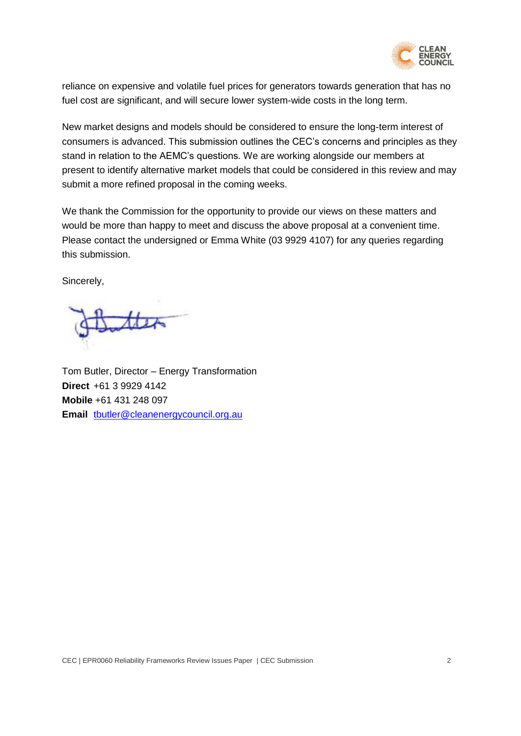reliance on expensive and volatile fuel prices for generators towards generation that has no fuel cost are significant, and will secure lower system-wide costs in the long term.

New market designs and models should be considered to ensure the long-term interest of consumers is advanced. This submission outlines the CEC's concerns and principles as they stand in relation to the AEMC's questions. We are working alongside our members at present to identify alternative market models that could be considered in this review and may submit a more refined proposal in the coming weeks.

We thank the Commission for the opportunity to provide our views on these matters and would be more than happy to meet and discuss the above proposal at a convenient time. Please contact the undersigned or Emma White (03 9929 4107) for any queries regarding this submission.

Sincerely,

Tom Butler, Director – Energy Transformation
**Direct** +61 3 9929 4142
**Mobile** +61 431 248 097
**Email** tbutler@cleanenergycouncil.org.au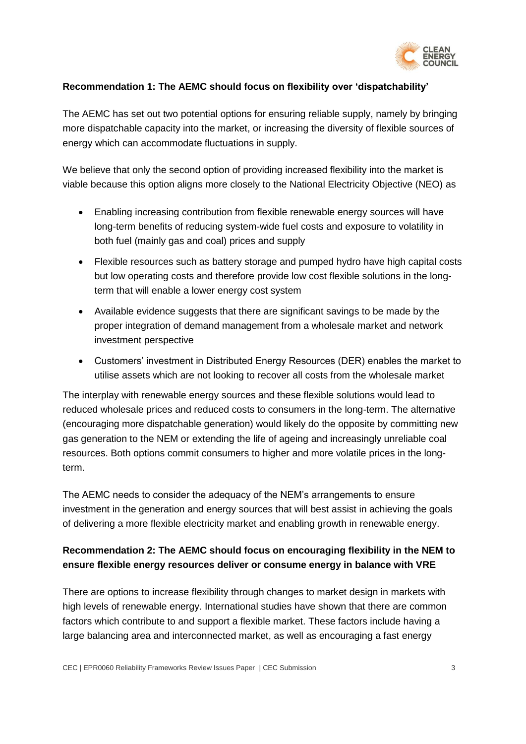**Recommendation 1: The AEMC should focus on flexibility over 'dispatchability'**

The AEMC has set out two potential options for ensuring reliable supply, namely by bringing more dispatchable capacity into the market, or increasing the diversity of flexible sources of energy which can accommodate fluctuations in supply.

We believe that only the second option of providing increased flexibility into the market is viable because this option aligns more closely to the National Electricity Objective (NEO) as

- Enabling increasing contribution from flexible renewable energy sources will have long-term benefits of reducing system-wide fuel costs and exposure to volatility in both fuel (mainly gas and coal) prices and supply
- Flexible resources such as battery storage and pumped hydro have high capital costs but low operating costs and therefore provide low cost flexible solutions in the long-term that will enable a lower energy cost system
- Available evidence suggests that there are significant savings to be made by the proper integration of demand management from a wholesale market and network investment perspective
- Customers' investment in Distributed Energy Resources (DER) enables the market to utilise assets which are not looking to recover all costs from the wholesale market

The interplay with renewable energy sources and these flexible solutions would lead to reduced wholesale prices and reduced costs to consumers in the long-term. The alternative (encouraging more dispatchable generation) would likely do the opposite by committing new gas generation to the NEM or extending the life of ageing and increasingly unreliable coal resources. Both options commit consumers to higher and more volatile prices in the long-term.

The AEMC needs to consider the adequacy of the NEM's arrangements to ensure investment in the generation and energy sources that will best assist in achieving the goals of delivering a more flexible electricity market and enabling growth in renewable energy.

**Recommendation 2: The AEMC should focus on encouraging flexibility in the NEM to ensure flexible energy resources deliver or consume energy in balance with VRE**

There are options to increase flexibility through changes to market design in markets with high levels of renewable energy. International studies have shown that there are common factors which contribute to and support a flexible market. These factors include having a large balancing area and interconnected market, as well as encouraging a fast energy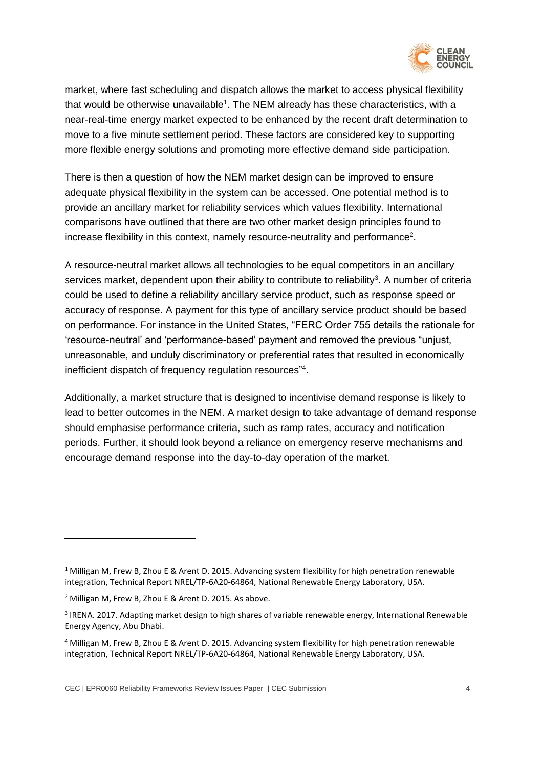market, where fast scheduling and dispatch allows the market to access physical flexibility that would be otherwise unavailable[1]. The NEM already has these characteristics, with a near-real-time energy market expected to be enhanced by the recent draft determination to move to a five minute settlement period. These factors are considered key to supporting more flexible energy solutions and promoting more effective demand side participation.

There is then a question of how the NEM market design can be improved to ensure adequate physical flexibility in the system can be accessed. One potential method is to provide an ancillary market for reliability services which values flexibility. International comparisons have outlined that there are two other market design principles found to increase flexibility in this context, namely resource-neutrality and performance[2].

A resource-neutral market allows all technologies to be equal competitors in an ancillary services market, dependent upon their ability to contribute to reliability[3]. A number of criteria could be used to define a reliability ancillary service product, such as response speed or accuracy of response. A payment for this type of ancillary service product should be based on performance. For instance in the United States, "FERC Order 755 details the rationale for 'resource-neutral' and 'performance-based' payment and removed the previous "unjust, unreasonable, and unduly discriminatory or preferential rates that resulted in economically inefficient dispatch of frequency regulation resources"[4].

Additionally, a market structure that is designed to incentivise demand response is likely to lead to better outcomes in the NEM. A market design to take advantage of demand response should emphasise performance criteria, such as ramp rates, accuracy and notification periods. Further, it should look beyond a reliance on emergency reserve mechanisms and encourage demand response into the day-to-day operation of the market.

---

[1] Milligan M, Frew B, Zhou E & Arent D. 2015. Advancing system flexibility for high penetration renewable integration, Technical Report NREL/TP-6A20-64864, National Renewable Energy Laboratory, USA.

[2] Milligan M, Frew B, Zhou E & Arent D. 2015. As above.

[3] IRENA. 2017. Adapting market design to high shares of variable renewable energy, International Renewable Energy Agency, Abu Dhabi.

[4] Milligan M, Frew B, Zhou E & Arent D. 2015. Advancing system flexibility for high penetration renewable integration, Technical Report NREL/TP-6A20-64864, National Renewable Energy Laboratory, USA.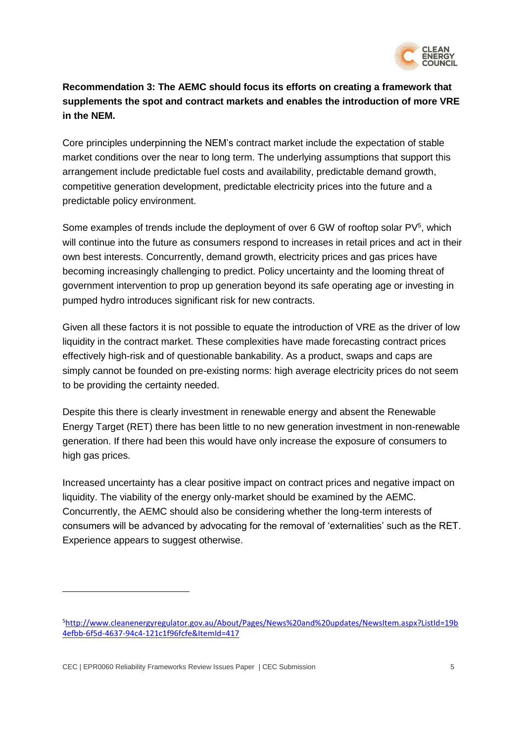**Recommendation 3: The AEMC should focus its efforts on creating a framework that supplements the spot and contract markets and enables the introduction of more VRE in the NEM.**

Core principles underpinning the NEM's contract market include the expectation of stable market conditions over the near to long term. The underlying assumptions that support this arrangement include predictable fuel costs and availability, predictable demand growth, competitive generation development, predictable electricity prices into the future and a predictable policy environment.

Some examples of trends include the deployment of over 6 GW of rooftop solar PV[5], which will continue into the future as consumers respond to increases in retail prices and act in their own best interests. Concurrently, demand growth, electricity prices and gas prices have becoming increasingly challenging to predict. Policy uncertainty and the looming threat of government intervention to prop up generation beyond its safe operating age or investing in pumped hydro introduces significant risk for new contracts.

Given all these factors it is not possible to equate the introduction of VRE as the driver of low liquidity in the contract market. These complexities have made forecasting contract prices effectively high-risk and of questionable bankability. As a product, swaps and caps are simply cannot be founded on pre-existing norms: high average electricity prices do not seem to be providing the certainty needed.

Despite this there is clearly investment in renewable energy and absent the Renewable Energy Target (RET) there has been little to no new generation investment in non-renewable generation. If there had been this would have only increase the exposure of consumers to high gas prices.

Increased uncertainty has a clear positive impact on contract prices and negative impact on liquidity. The viability of the energy only-market should be examined by the AEMC. Concurrently, the AEMC should also be considering whether the long-term interests of consumers will be advanced by advocating for the removal of 'externalities' such as the RET. Experience appears to suggest otherwise.

---

[5] http://www.cleanenergyregulator.gov.au/About/Pages/News%20and%20updates/NewsItem.aspx?ListId=19b4efbb-6f5d-4637-94c4-121c1f96fcfe&ItemId=417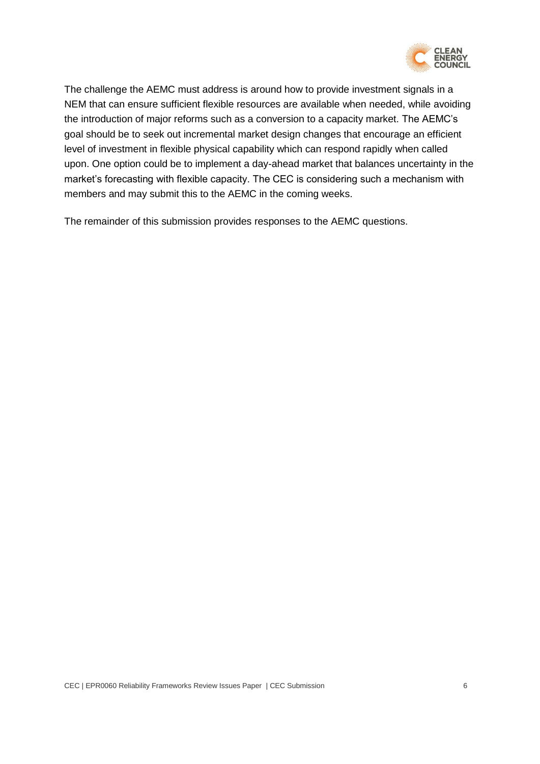The challenge the AEMC must address is around how to provide investment signals in a NEM that can ensure sufficient flexible resources are available when needed, while avoiding the introduction of major reforms such as a conversion to a capacity market. The AEMC's goal should be to seek out incremental market design changes that encourage an efficient level of investment in flexible physical capability which can respond rapidly when called upon. One option could be to implement a day-ahead market that balances uncertainty in the market's forecasting with flexible capacity. The CEC is considering such a mechanism with members and may submit this to the AEMC in the coming weeks.

The remainder of this submission provides responses to the AEMC questions.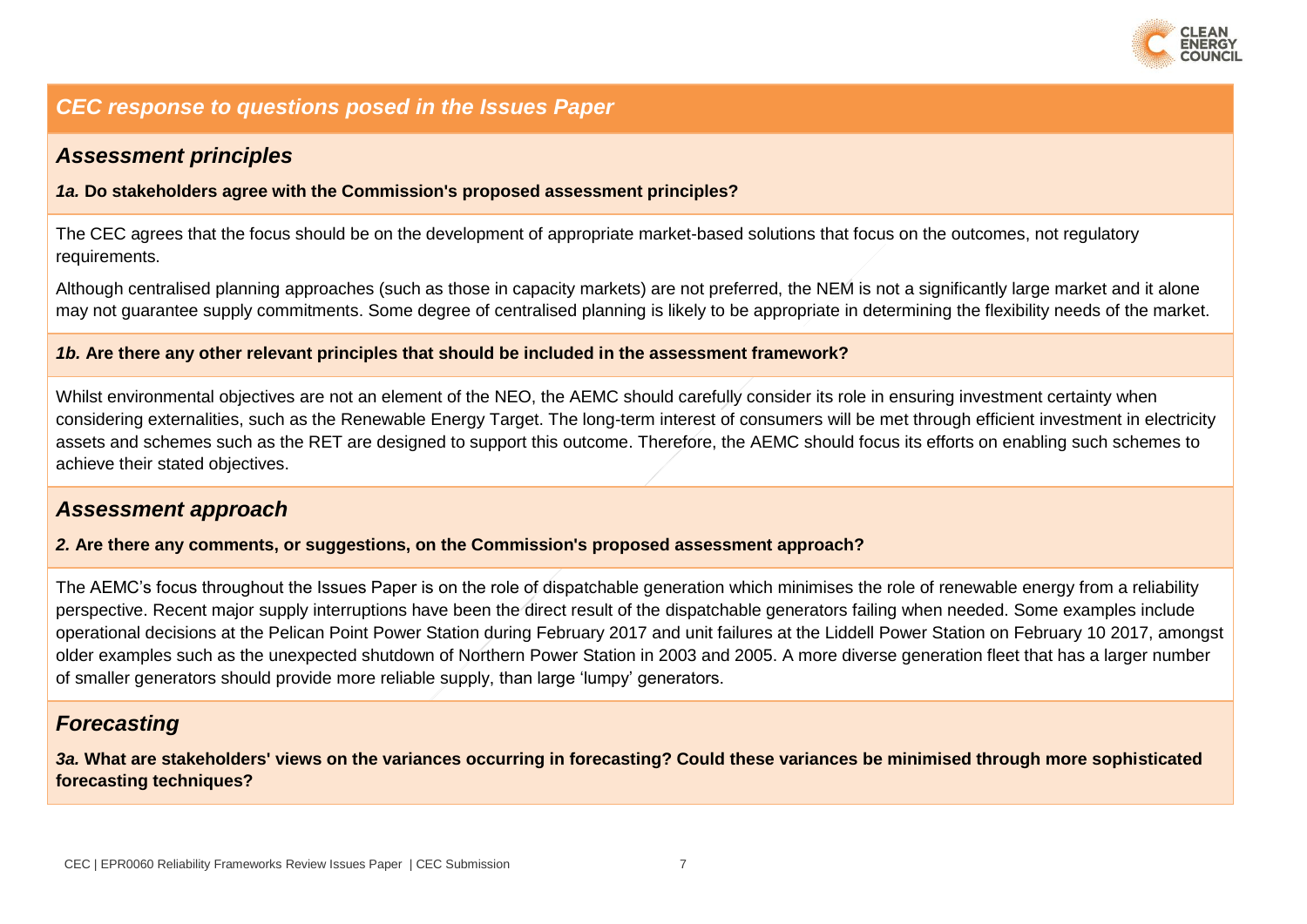## *CEC response to questions posed in the Issues Paper*

### *Assessment principles*

***1a.* Do stakeholders agree with the Commission's proposed assessment principles?**

The CEC agrees that the focus should be on the development of appropriate market-based solutions that focus on the outcomes, not regulatory requirements.

Although centralised planning approaches (such as those in capacity markets) are not preferred, the NEM is not a significantly large market and it alone may not guarantee supply commitments. Some degree of centralised planning is likely to be appropriate in determining the flexibility needs of the market.

***1b.* Are there any other relevant principles that should be included in the assessment framework?**

Whilst environmental objectives are not an element of the NEO, the AEMC should carefully consider its role in ensuring investment certainty when considering externalities, such as the Renewable Energy Target. The long-term interest of consumers will be met through efficient investment in electricity assets and schemes such as the RET are designed to support this outcome. Therefore, the AEMC should focus its efforts on enabling such schemes to achieve their stated objectives.

### *Assessment approach*

***2.* Are there any comments, or suggestions, on the Commission's proposed assessment approach?**

The AEMC's focus throughout the Issues Paper is on the role of dispatchable generation which minimises the role of renewable energy from a reliability perspective. Recent major supply interruptions have been the direct result of the dispatchable generators failing when needed. Some examples include operational decisions at the Pelican Point Power Station during February 2017 and unit failures at the Liddell Power Station on February 10 2017, amongst older examples such as the unexpected shutdown of Northern Power Station in 2003 and 2005. A more diverse generation fleet that has a larger number of smaller generators should provide more reliable supply, than large 'lumpy' generators.

### *Forecasting*

***3a.* What are stakeholders' views on the variances occurring in forecasting? Could these variances be minimised through more sophisticated forecasting techniques?**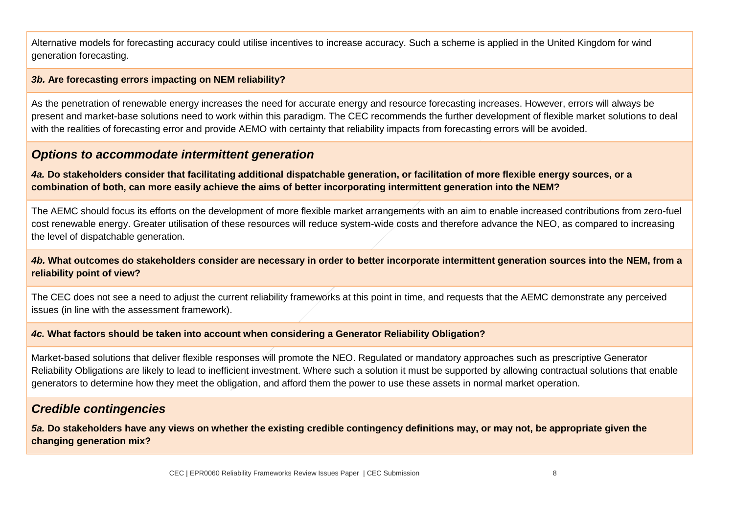Alternative models for forecasting accuracy could utilise incentives to increase accuracy. Such a scheme is applied in the United Kingdom for wind generation forecasting.

***3b.* Are forecasting errors impacting on NEM reliability?**

As the penetration of renewable energy increases the need for accurate energy and resource forecasting increases. However, errors will always be present and market-base solutions need to work within this paradigm. The CEC recommends the further development of flexible market solutions to deal with the realities of forecasting error and provide AEMO with certainty that reliability impacts from forecasting errors will be avoided.

## *Options to accommodate intermittent generation*

***4a.* Do stakeholders consider that facilitating additional dispatchable generation, or facilitation of more flexible energy sources, or a combination of both, can more easily achieve the aims of better incorporating intermittent generation into the NEM?**

The AEMC should focus its efforts on the development of more flexible market arrangements with an aim to enable increased contributions from zero-fuel cost renewable energy. Greater utilisation of these resources will reduce system-wide costs and therefore advance the NEO, as compared to increasing the level of dispatchable generation.

***4b.* What outcomes do stakeholders consider are necessary in order to better incorporate intermittent generation sources into the NEM, from a reliability point of view?**

The CEC does not see a need to adjust the current reliability frameworks at this point in time, and requests that the AEMC demonstrate any perceived issues (in line with the assessment framework).

***4c.* What factors should be taken into account when considering a Generator Reliability Obligation?**

Market-based solutions that deliver flexible responses will promote the NEO. Regulated or mandatory approaches such as prescriptive Generator Reliability Obligations are likely to lead to inefficient investment. Where such a solution it must be supported by allowing contractual solutions that enable generators to determine how they meet the obligation, and afford them the power to use these assets in normal market operation.

## *Credible contingencies*

***5a.* Do stakeholders have any views on whether the existing credible contingency definitions may, or may not, be appropriate given the changing generation mix?**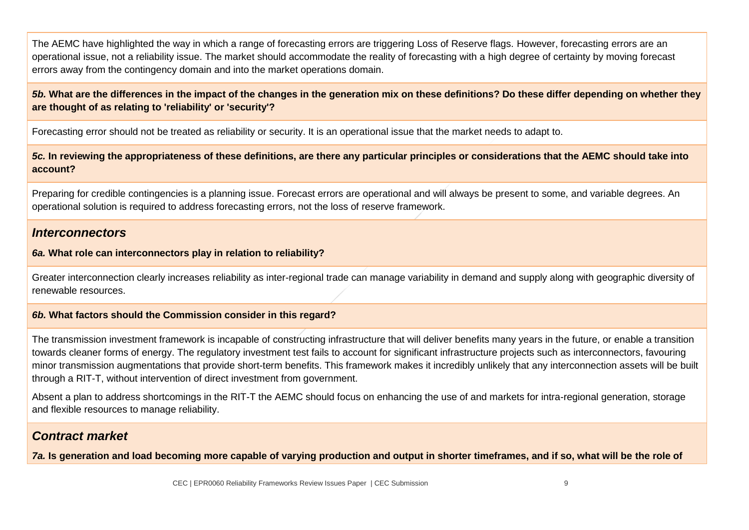The AEMC have highlighted the way in which a range of forecasting errors are triggering Loss of Reserve flags. However, forecasting errors are an operational issue, not a reliability issue. The market should accommodate the reality of forecasting with a high degree of certainty by moving forecast errors away from the contingency domain and into the market operations domain.

***5b.* What are the differences in the impact of the changes in the generation mix on these definitions? Do these differ depending on whether they are thought of as relating to 'reliability' or 'security'?**

Forecasting error should not be treated as reliability or security. It is an operational issue that the market needs to adapt to.

***5c.* In reviewing the appropriateness of these definitions, are there any particular principles or considerations that the AEMC should take into account?**

Preparing for credible contingencies is a planning issue. Forecast errors are operational and will always be present to some, and variable degrees. An operational solution is required to address forecasting errors, not the loss of reserve framework.

## *Interconnectors*

***6a.* What role can interconnectors play in relation to reliability?**

Greater interconnection clearly increases reliability as inter-regional trade can manage variability in demand and supply along with geographic diversity of renewable resources.

***6b.* What factors should the Commission consider in this regard?**

The transmission investment framework is incapable of constructing infrastructure that will deliver benefits many years in the future, or enable a transition towards cleaner forms of energy. The regulatory investment test fails to account for significant infrastructure projects such as interconnectors, favouring minor transmission augmentations that provide short-term benefits. This framework makes it incredibly unlikely that any interconnection assets will be built through a RIT-T, without intervention of direct investment from government.

Absent a plan to address shortcomings in the RIT-T the AEMC should focus on enhancing the use of and markets for intra-regional generation, storage and flexible resources to manage reliability.

## *Contract market*

***7a.* Is generation and load becoming more capable of varying production and output in shorter timeframes, and if so, what will be the role of**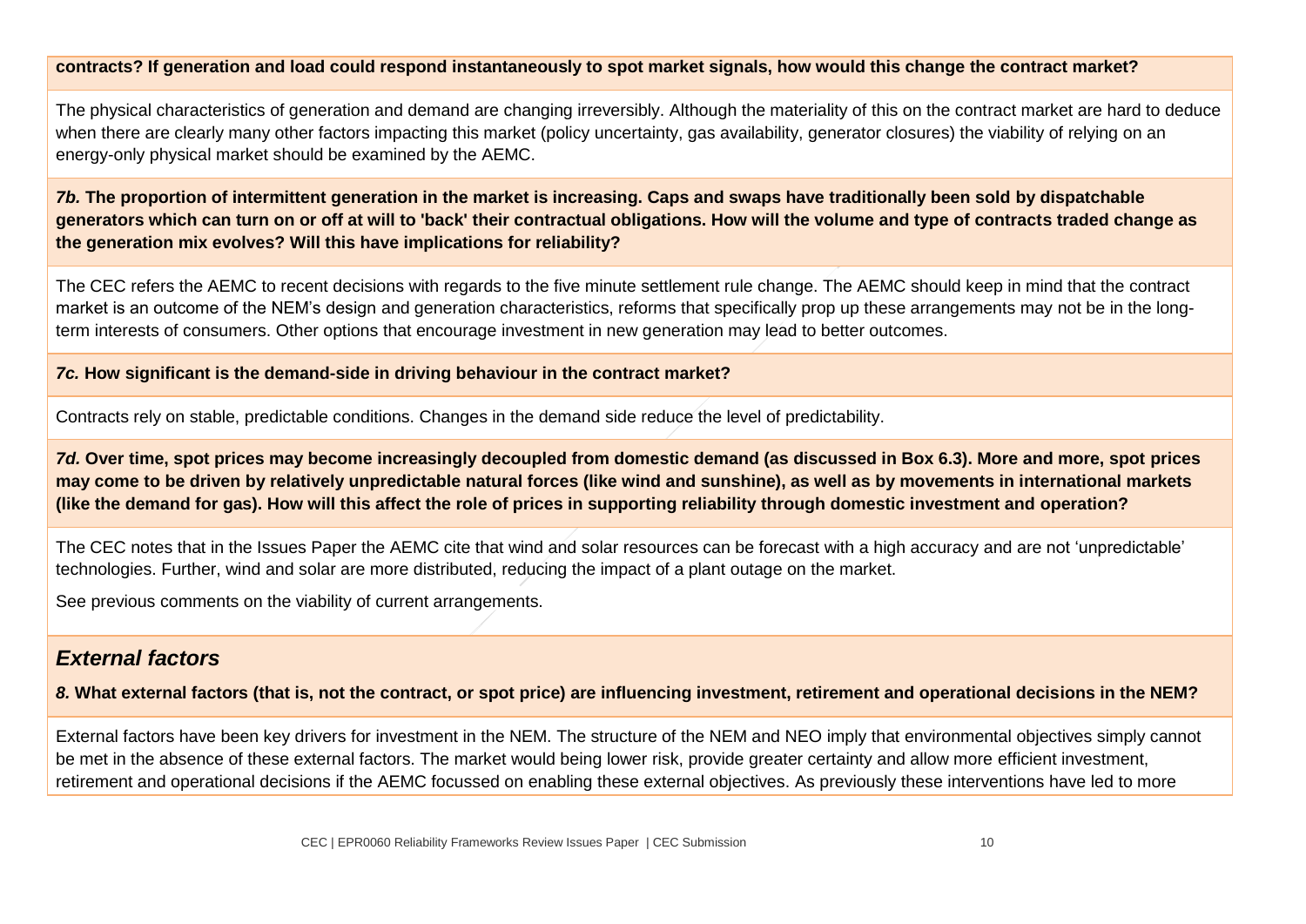**contracts? If generation and load could respond instantaneously to spot market signals, how would this change the contract market?**

The physical characteristics of generation and demand are changing irreversibly. Although the materiality of this on the contract market are hard to deduce when there are clearly many other factors impacting this market (policy uncertainty, gas availability, generator closures) the viability of relying on an energy-only physical market should be examined by the AEMC.

***7b.* The proportion of intermittent generation in the market is increasing. Caps and swaps have traditionally been sold by dispatchable generators which can turn on or off at will to 'back' their contractual obligations. How will the volume and type of contracts traded change as the generation mix evolves? Will this have implications for reliability?**

The CEC refers the AEMC to recent decisions with regards to the five minute settlement rule change. The AEMC should keep in mind that the contract market is an outcome of the NEM's design and generation characteristics, reforms that specifically prop up these arrangements may not be in the long-term interests of consumers. Other options that encourage investment in new generation may lead to better outcomes.

***7c.* How significant is the demand-side in driving behaviour in the contract market?**

Contracts rely on stable, predictable conditions. Changes in the demand side reduce the level of predictability.

***7d.* Over time, spot prices may become increasingly decoupled from domestic demand (as discussed in Box 6.3). More and more, spot prices may come to be driven by relatively unpredictable natural forces (like wind and sunshine), as well as by movements in international markets (like the demand for gas). How will this affect the role of prices in supporting reliability through domestic investment and operation?**

The CEC notes that in the Issues Paper the AEMC cite that wind and solar resources can be forecast with a high accuracy and are not 'unpredictable' technologies. Further, wind and solar are more distributed, reducing the impact of a plant outage on the market.

See previous comments on the viability of current arrangements.

## *External factors*

***8.* What external factors (that is, not the contract, or spot price) are influencing investment, retirement and operational decisions in the NEM?**

External factors have been key drivers for investment in the NEM. The structure of the NEM and NEO imply that environmental objectives simply cannot be met in the absence of these external factors. The market would being lower risk, provide greater certainty and allow more efficient investment, retirement and operational decisions if the AEMC focussed on enabling these external objectives. As previously these interventions have led to more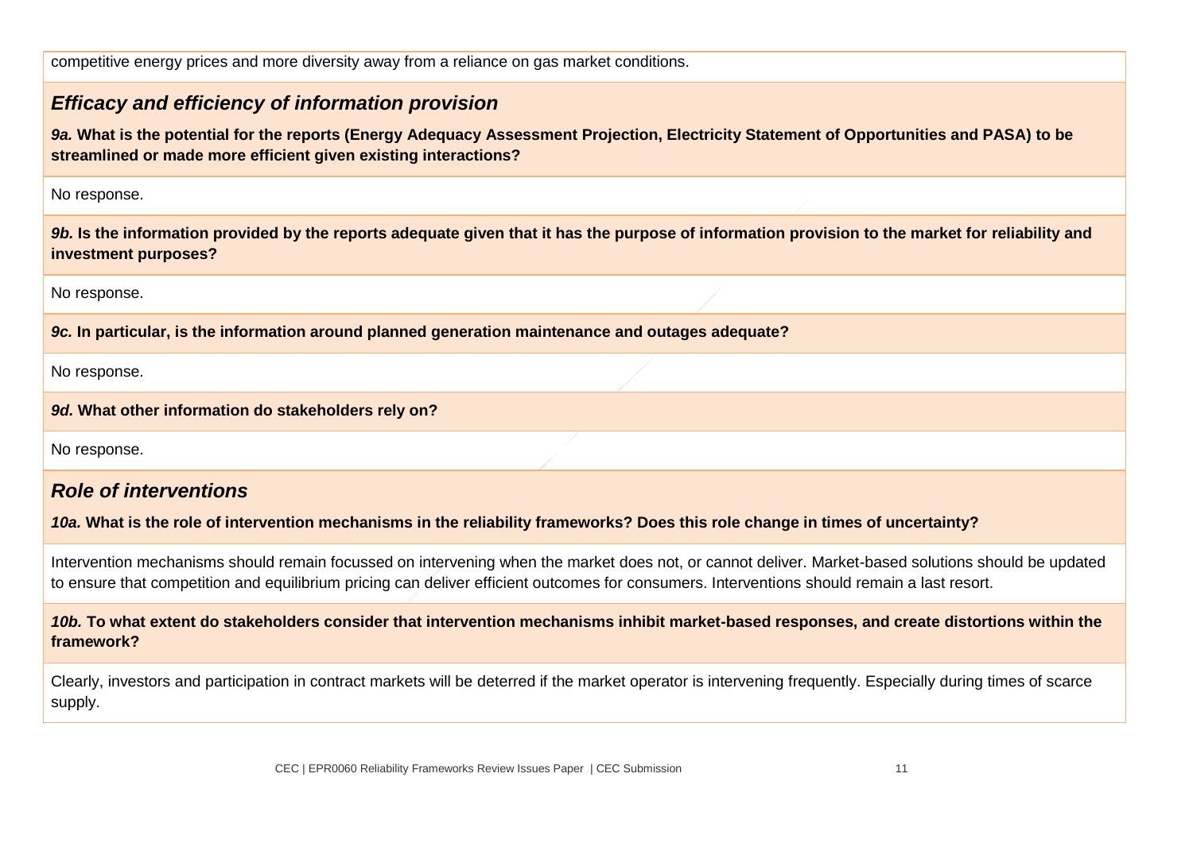competitive energy prices and more diversity away from a reliance on gas market conditions.

### *Efficacy and efficiency of information provision*

***9a.* What is the potential for the reports (Energy Adequacy Assessment Projection, Electricity Statement of Opportunities and PASA) to be streamlined or made more efficient given existing interactions?**

No response.

***9b.* Is the information provided by the reports adequate given that it has the purpose of information provision to the market for reliability and investment purposes?**

No response.

***9c.* In particular, is the information around planned generation maintenance and outages adequate?**

No response.

***9d.* What other information do stakeholders rely on?**

No response.

### *Role of interventions*

***10a.* What is the role of intervention mechanisms in the reliability frameworks? Does this role change in times of uncertainty?**

Intervention mechanisms should remain focussed on intervening when the market does not, or cannot deliver. Market-based solutions should be updated to ensure that competition and equilibrium pricing can deliver efficient outcomes for consumers. Interventions should remain a last resort.

***10b.* To what extent do stakeholders consider that intervention mechanisms inhibit market-based responses, and create distortions within the framework?**

Clearly, investors and participation in contract markets will be deterred if the market operator is intervening frequently. Especially during times of scarce supply.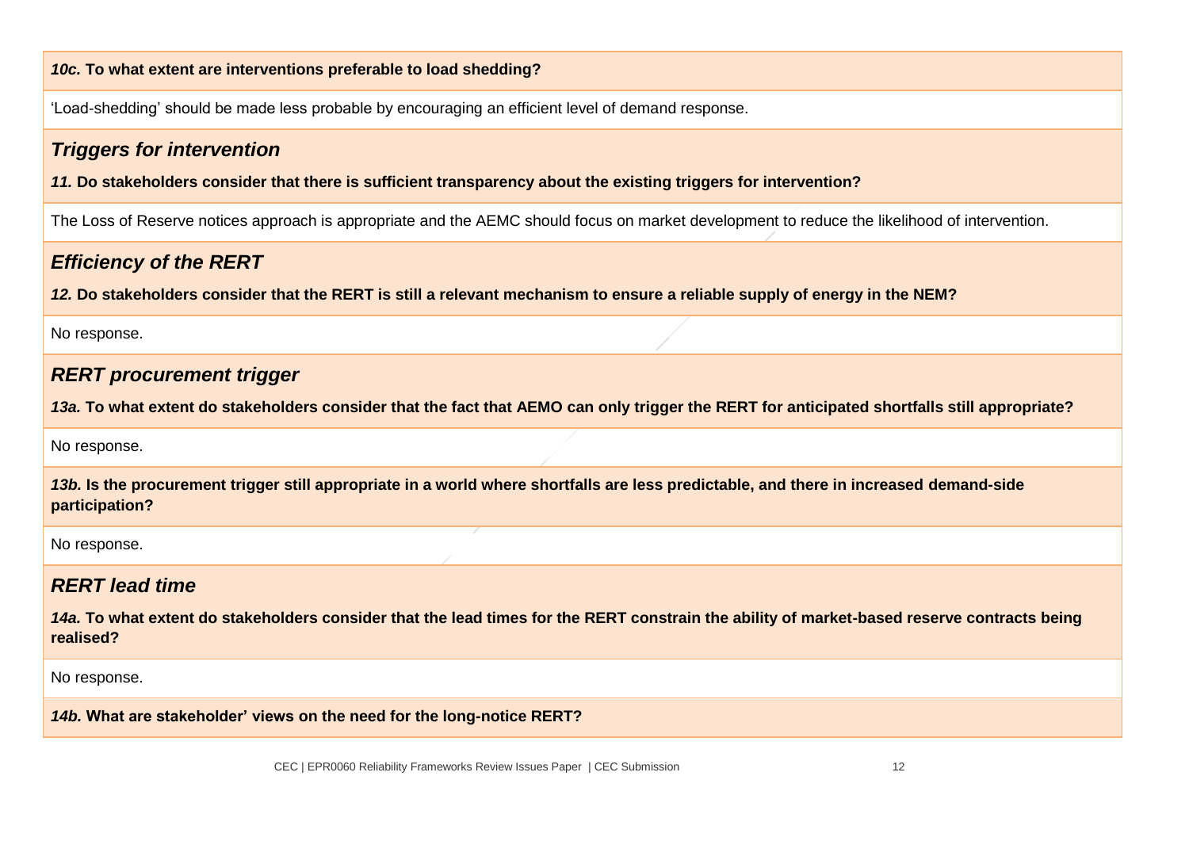***10c.* To what extent are interventions preferable to load shedding?**

'Load-shedding' should be made less probable by encouraging an efficient level of demand response.

### *Triggers for intervention*

***11.* Do stakeholders consider that there is sufficient transparency about the existing triggers for intervention?**

The Loss of Reserve notices approach is appropriate and the AEMC should focus on market development to reduce the likelihood of intervention.

### *Efficiency of the RERT*

***12.* Do stakeholders consider that the RERT is still a relevant mechanism to ensure a reliable supply of energy in the NEM?**

No response.

### *RERT procurement trigger*

***13a.* To what extent do stakeholders consider that the fact that AEMO can only trigger the RERT for anticipated shortfalls still appropriate?**

No response.

***13b.* Is the procurement trigger still appropriate in a world where shortfalls are less predictable, and there in increased demand-side participation?**

No response.

### *RERT lead time*

***14a.* To what extent do stakeholders consider that the lead times for the RERT constrain the ability of market-based reserve contracts being realised?**

No response.

***14b.* What are stakeholder' views on the need for the long-notice RERT?**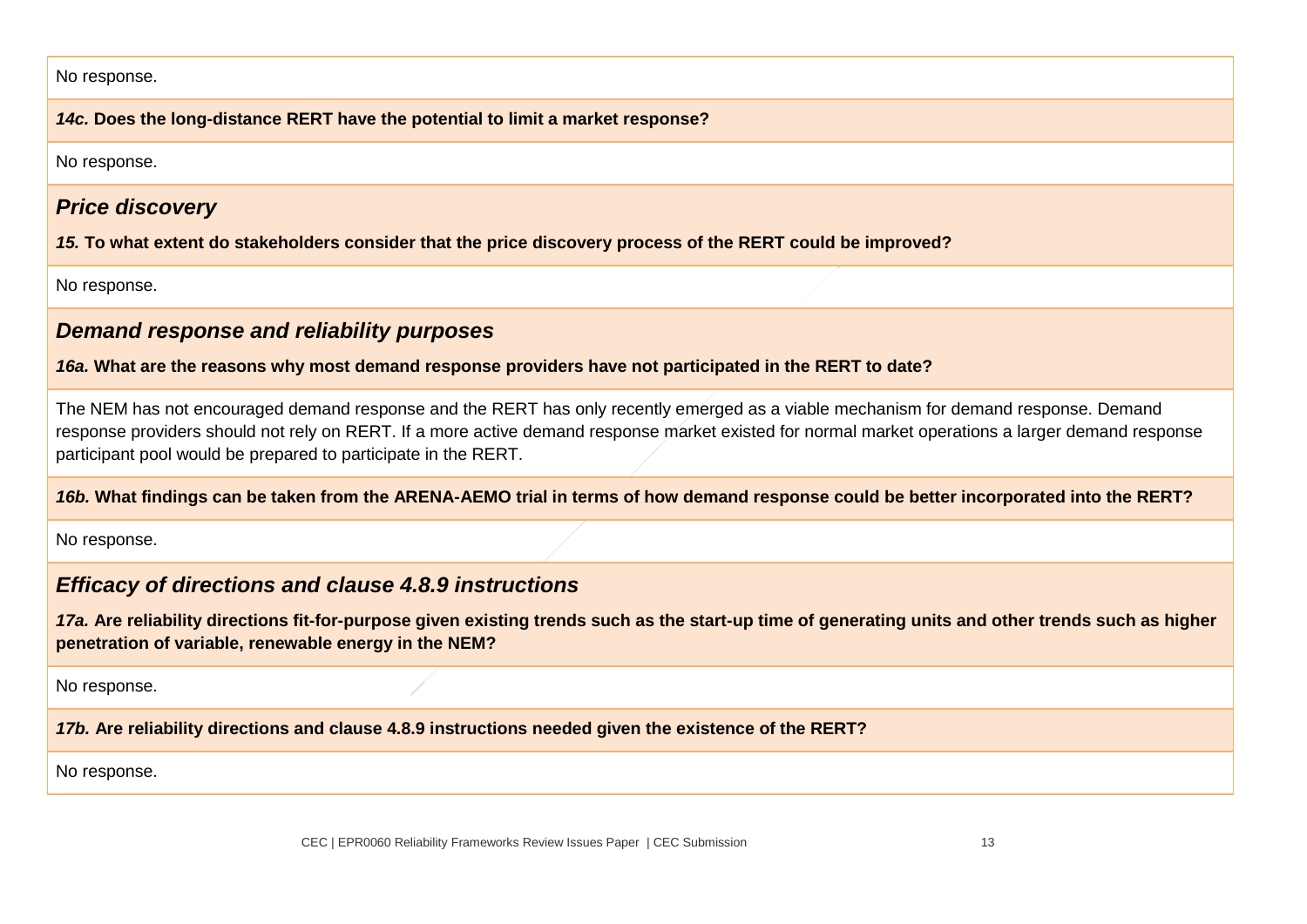No response.

***14c.*** **Does the long-distance RERT have the potential to limit a market response?**

No response.

### *Price discovery*

***15.*** **To what extent do stakeholders consider that the price discovery process of the RERT could be improved?**

No response.

### *Demand response and reliability purposes*

***16a.*** **What are the reasons why most demand response providers have not participated in the RERT to date?**

The NEM has not encouraged demand response and the RERT has only recently emerged as a viable mechanism for demand response. Demand response providers should not rely on RERT. If a more active demand response market existed for normal market operations a larger demand response participant pool would be prepared to participate in the RERT.

***16b.*** **What findings can be taken from the ARENA-AEMO trial in terms of how demand response could be better incorporated into the RERT?**

No response.

### *Efficacy of directions and clause 4.8.9 instructions*

***17a.*** **Are reliability directions fit-for-purpose given existing trends such as the start-up time of generating units and other trends such as higher penetration of variable, renewable energy in the NEM?**

No response.

***17b.*** **Are reliability directions and clause 4.8.9 instructions needed given the existence of the RERT?**

No response.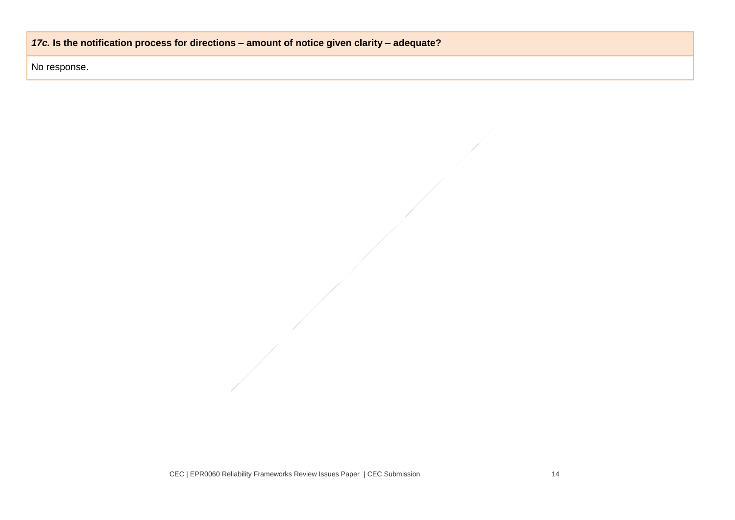***17c.* Is the notification process for directions – amount of notice given clarity – adequate?**

No response.